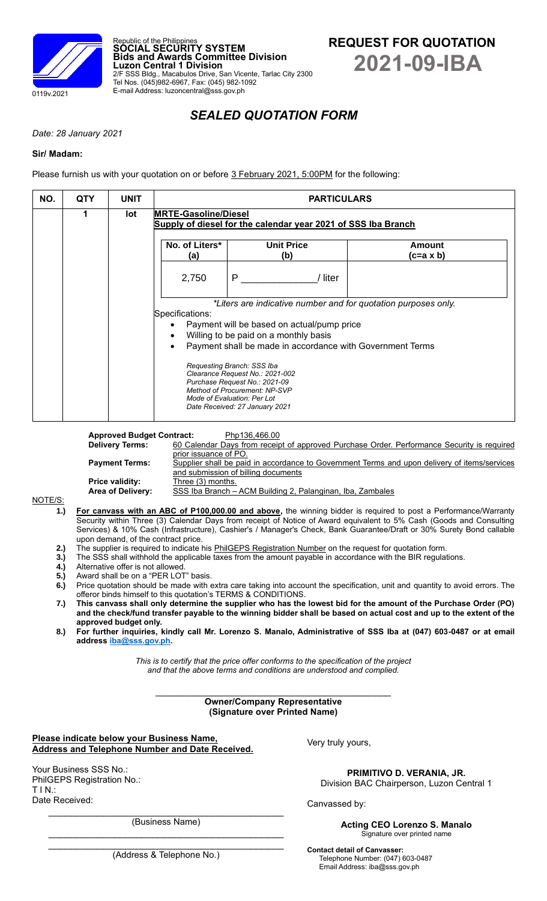Republic of the Philippines
**SOCIAL SECURITY SYSTEM**
**Bids and Awards Committee Division**
**Luzon Central 1 Division**
2/F SSS Bldg., Macabulos Drive, San Vicente, Tarlac City 2300
Tel Nos. (045)982-6967, Fax: (045) 982-1092
E-mail Address: luzoncentral@sss.gov.ph

0119v.2021

# REQUEST FOR QUOTATION
# 2021-09-IBA

## *SEALED QUOTATION FORM*

*Date: 28 January 2021*

**Sir/ Madam:**

Please furnish us with your quotation on or before 3 February 2021, 5:00PM for the following:

| NO. | QTY | UNIT | PARTICULARS |
|---|---|---|---|
| | 1 | lot | **MRTE-Gasoline/Diesel**<br>**Supply of diesel for the calendar year 2021 of SSS Iba Branch** |

| No. of Liters* (a) | Unit Price (b) | Amount (c=a x b) |
|---|---|---|
| 2,750 | P _____________/ liter | |

*\*Liters are indicative number and for quotation purposes only.*

Specifications:

- Payment will be based on actual/pump price
- Willing to be paid on a monthly basis
- Payment shall be made in accordance with Government Terms

*Requesting Branch: SSS Iba*
*Clearance Request No.: 2021-002*
*Purchase Request No.: 2021-09*
*Method of Procurement: NP-SVP*
*Mode of Evaluation: Per Lot*
*Date Received: 27 January 2021*

| | |
|---|---|
| **Approved Budget Contract:** | Php136,466.00 |
| **Delivery Terms:** | 60 Calendar Days from receipt of approved Purchase Order. Performance Security is required prior issuance of PO. |
| **Payment Terms:** | Supplier shall be paid in accordance to Government Terms and upon delivery of items/services and submission of billing documents |
| **Price validity:** | Three (3) months. |
| **Area of Delivery:** | SSS Iba Branch – ACM Building 2, Palanginan, Iba, Zambales |

NOTE/S:

1.) **For canvass with an ABC of P100,000.00 and above,** the winning bidder is required to post a Performance/Warranty Security within Three (3) Calendar Days from receipt of Notice of Award equivalent to 5% Cash (Goods and Consulting Services) & 10% Cash (Infrastructure), Cashier's / Manager's Check, Bank Guarantee/Draft or 30% Surety Bond callable upon demand, of the contract price.
2.) The supplier is required to indicate his PhilGEPS Registration Number on the request for quotation form.
3.) The SSS shall withhold the applicable taxes from the amount payable in accordance with the BIR regulations.
4.) Alternative offer is not allowed.
5.) Award shall be on a "PER LOT" basis.
6.) Price quotation should be made with extra care taking into account the specification, unit and quantity to avoid errors. The offeror binds himself to this quotation's TERMS & CONDITIONS.
7.) **This canvass shall only determine the supplier who has the lowest bid for the amount of the Purchase Order (PO) and the check/fund transfer payable to the winning bidder shall be based on actual cost and up to the extent of the approved budget only.**
8.) **For further inquiries, kindly call Mr. Lorenzo S. Manalo, Administrative of SSS Iba at (047) 603-0487 or at email address iba@sss.gov.ph.**

*This is to certify that the price offer conforms to the specification of the project and that the above terms and conditions are understood and complied.*

_______________________________________________
**Owner/Company Representative**
**(Signature over Printed Name)**

**Please indicate below your Business Name, Address and Telephone Number and Date Received.**

Your Business SSS No.:
PhilGEPS Registration No.:
T I N.:
Date Received:

_______________________________________________
(Business Name)

_______________________________________________
_______________________________________________
(Address & Telephone No.)

Very truly yours,

**PRIMITIVO D. VERANIA, JR.**
Division BAC Chairperson, Luzon Central 1

Canvassed by:

**Acting CEO Lorenzo S. Manalo**
Signature over printed name

**Contact detail of Canvasser:**
Telephone Number: (047) 603-0487
Email Address: iba@sss.gov.ph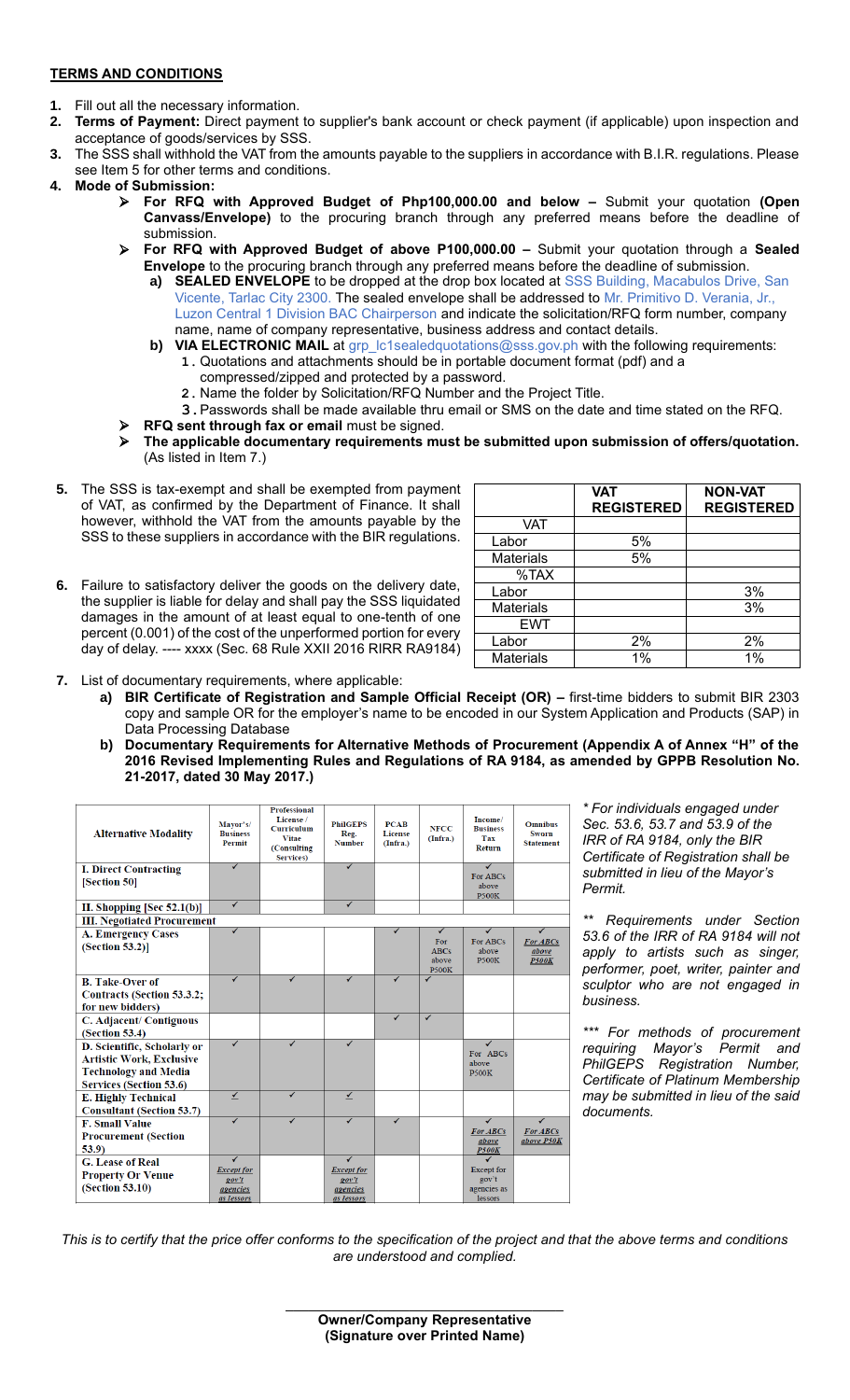**TERMS AND CONDITIONS**

1. Fill out all the necessary information.
2. **Terms of Payment:** Direct payment to supplier's bank account or check payment (if applicable) upon inspection and acceptance of goods/services by SSS.
3. The SSS shall withhold the VAT from the amounts payable to the suppliers in accordance with B.I.R. regulations. Please see Item 5 for other terms and conditions.
4. **Mode of Submission:**
   - **For RFQ with Approved Budget of Php100,000.00 and below –** Submit your quotation **(Open Canvass/Envelope)** to the procuring branch through any preferred means before the deadline of submission.
   - **For RFQ with Approved Budget of above P100,000.00 –** Submit your quotation through a **Sealed Envelope** to the procuring branch through any preferred means before the deadline of submission.
     - **a) SEALED ENVELOPE** to be dropped at the drop box located at SSS Building, Macabulos Drive, San Vicente, Tarlac City 2300. The sealed envelope shall be addressed to Mr. Primitivo D. Verania, Jr., Luzon Central 1 Division BAC Chairperson and indicate the solicitation/RFQ form number, company name, name of company representative, business address and contact details.
     - **b) VIA ELECTRONIC MAIL** at grp_lc1sealedquotations@sss.gov.ph with the following requirements:
       1. Quotations and attachments should be in portable document format (pdf) and a compressed/zipped and protected by a password.
       2. Name the folder by Solicitation/RFQ Number and the Project Title.
       3. Passwords shall be made available thru email or SMS on the date and time stated on the RFQ.
   - **RFQ sent through fax or email** must be signed.
   - **The applicable documentary requirements must be submitted upon submission of offers/quotation.** (As listed in Item 7.)

5. The SSS is tax-exempt and shall be exempted from payment of VAT, as confirmed by the Department of Finance. It shall however, withhold the VAT from the amounts payable by the SSS to these suppliers in accordance with the BIR regulations.

6. Failure to satisfactory deliver the goods on the delivery date, the supplier is liable for delay and shall pay the SSS liquidated damages in the amount of at least equal to one-tenth of one percent (0.001) of the cost of the unperformed portion for every day of delay. ---- xxxx (Sec. 68 Rule XXII 2016 RIRR RA9184)

| | VAT REGISTERED | NON-VAT REGISTERED |
|---|---|---|
| VAT | | |
| Labor | 5% | |
| Materials | 5% | |
| %TAX | | |
| Labor | | 3% |
| Materials | | 3% |
| EWT | | |
| Labor | 2% | 2% |
| Materials | 1% | 1% |

7. List of documentary requirements, where applicable:
   - **a) BIR Certificate of Registration and Sample Official Receipt (OR) –** first-time bidders to submit BIR 2303 copy and sample OR for the employer's name to be encoded in our System Application and Products (SAP) in Data Processing Database
   - **b) Documentary Requirements for Alternative Methods of Procurement (Appendix A of Annex "H" of the 2016 Revised Implementing Rules and Regulations of RA 9184, as amended by GPPB Resolution No. 21-2017, dated 30 May 2017.)**

| Alternative Modality | Mayor's/ Business Permit | Professional License / Curriculum Vitae (Consulting Services) | PhilGEPS Reg. Number | PCAB License (Infra.) | NFCC (Infra.) | Income/ Business Tax Return | Omnibus Sworn Statement |
|---|---|---|---|---|---|---|---|
| **I. Direct Contracting [Section 50]** | ✓ | | ✓ | | | ✓ For ABCs above P500K | |
| **II. Shopping [Sec 52.1(b)]** | ✓ | | ✓ | | | | |
| **III. Negotiated Procurement** | | | | | | | |
| **A. Emergency Cases (Section 53.2)]** | ✓ | | | ✓ | ✓ For ABCs above P500K | ✓ For ABCs above P500K | ✓ *For ABCs above P500K* |
| **B. Take-Over of Contracts (Section 53.3.2; for new bidders)** | ✓ | ✓ | ✓ | ✓ | ✓ | | |
| **C. Adjacent/ Contiguous (Section 53.4)** | | | | ✓ | ✓ | | |
| **D. Scientific, Scholarly or Artistic Work, Exclusive Technology and Media Services (Section 53.6)** | ✓ | ✓ | ✓ | | | ✓ For ABCs above P500K | |
| **E. Highly Technical Consultant (Section 53.7)** | ✓ | ✓ | ✓ | | | | |
| **F. Small Value Procurement (Section 53.9)** | ✓ | ✓ | ✓ | ✓ | | ✓ *For ABCs above P500K* | ✓ *For ABCs above P50K* |
| **G. Lease of Real Property Or Venue (Section 53.10)** | ✓ *Except for gov't agencies as lessors* | | ✓ *Except for gov't agencies as lessors* | | | ✓ Except for gov't agencies as lessors | |

*\* For individuals engaged under Sec. 53.6, 53.7 and 53.9 of the IRR of RA 9184, only the BIR Certificate of Registration shall be submitted in lieu of the Mayor's Permit.*

*\*\* Requirements under Section 53.6 of the IRR of RA 9184 will not apply to artists such as singer, performer, poet, writer, painter and sculptor who are not engaged in business.*

*\*\*\* For methods of procurement requiring Mayor's Permit and PhilGEPS Registration Number, Certificate of Platinum Membership may be submitted in lieu of the said documents.*

*This is to certify that the price offer conforms to the specification of the project and that the above terms and conditions are understood and complied.*

\_\_\_\_\_\_\_\_\_\_\_\_\_\_\_\_\_\_\_\_\_\_\_\_\_\_\_\_\_\_\_\_\_\_\_\_

**Owner/Company Representative**
**(Signature over Printed Name)**